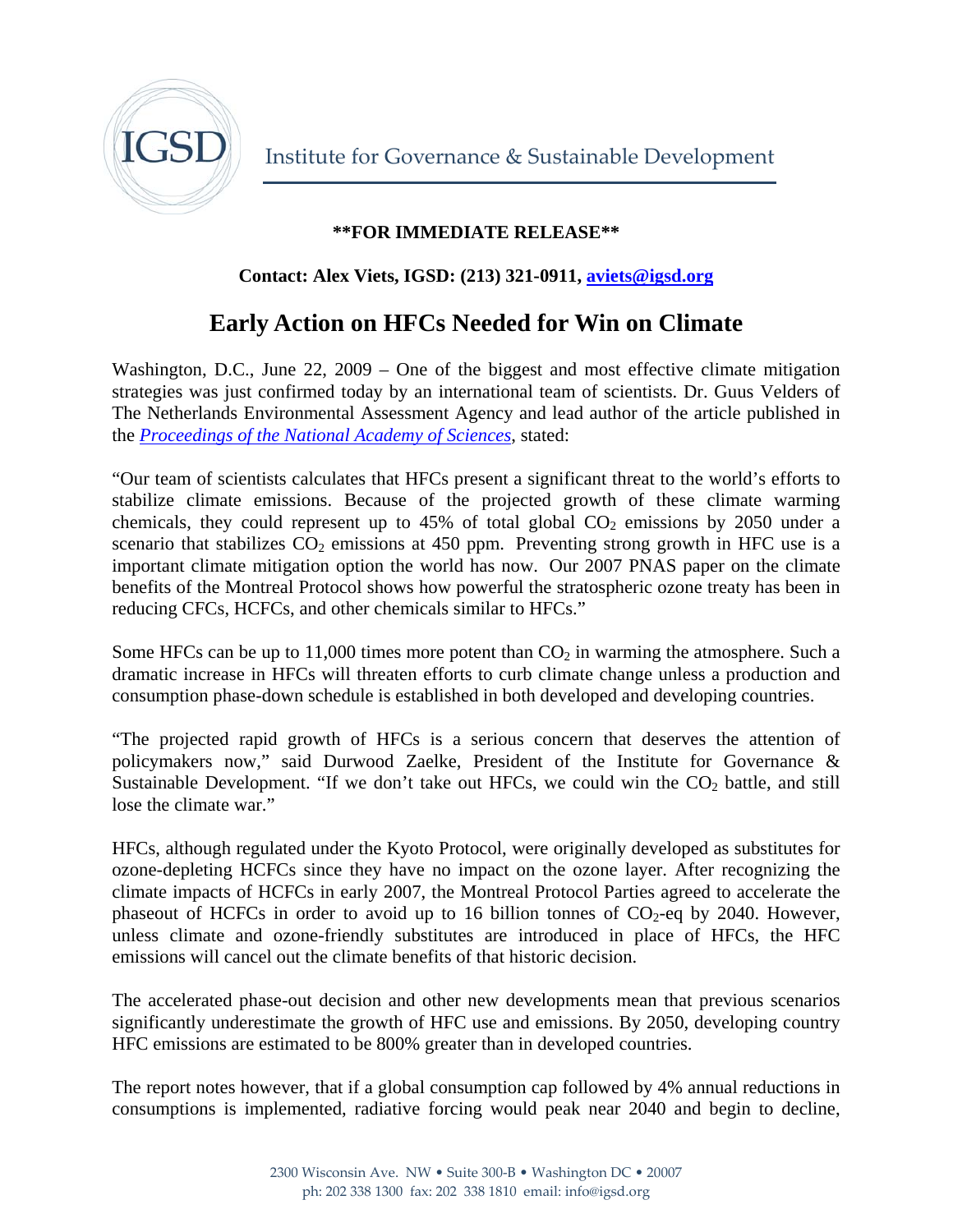**Institute for Governance & Sustainable Development**

****FOR IMMEDIATE RELEASE****

**Contact: Alex Viets, IGSD: (213) 321-0911, [aviets@igsd.org](mailto:aviets@igsd.org)**

# Early Action on HFCs Needed for Win on Climate

Washington, D.C., June 22, 2009 – One of the biggest and most effective climate mitigation strategies was just confirmed today by an international team of scientists. Dr. Guus Velders of The Netherlands Environmental Assessment Agency and lead author of the article published in the *Proceedings of the National Academy of Sciences*, stated:

"Our team of scientists calculates that HFCs present a significant threat to the world's efforts to stabilize climate emissions. Because of the projected growth of these climate warming chemicals, they could represent up to 45% of total global $CO_2$ emissions by 2050 under a scenario that stabilizes $CO_2$ emissions at 450 ppm. Preventing strong growth in HFC use is a important climate mitigation option the world has now. Our 2007 PNAS paper on the climate benefits of the Montreal Protocol shows how powerful the stratospheric ozone treaty has been in reducing CFCs, HCFCs, and other chemicals similar to HFCs."

Some HFCs can be up to 11,000 times more potent than $CO_2$ in warming the atmosphere. Such a dramatic increase in HFCs will threaten efforts to curb climate change unless a production and consumption phase-down schedule is established in both developed and developing countries.

"The projected rapid growth of HFCs is a serious concern that deserves the attention of policymakers now," said Durwood Zaelke, President of the Institute for Governance & Sustainable Development. "If we don't take out HFCs, we could win the $CO_2$ battle, and still lose the climate war."

HFCs, although regulated under the Kyoto Protocol, were originally developed as substitutes for ozone-depleting HCFCs since they have no impact on the ozone layer. After recognizing the climate impacts of HCFCs in early 2007, the Montreal Protocol Parties agreed to accelerate the phaseout of HCFCs in order to avoid up to 16 billion tonnes of $CO_2$-eq by 2040. However, unless climate and ozone-friendly substitutes are introduced in place of HFCs, the HFC emissions will cancel out the climate benefits of that historic decision.

The accelerated phase-out decision and other new developments mean that previous scenarios significantly underestimate the growth of HFC use and emissions. By 2050, developing country HFC emissions are estimated to be 800% greater than in developed countries.

The report notes however, that if a global consumption cap followed by 4% annual reductions in consumptions is implemented, radiative forcing would peak near 2040 and begin to decline,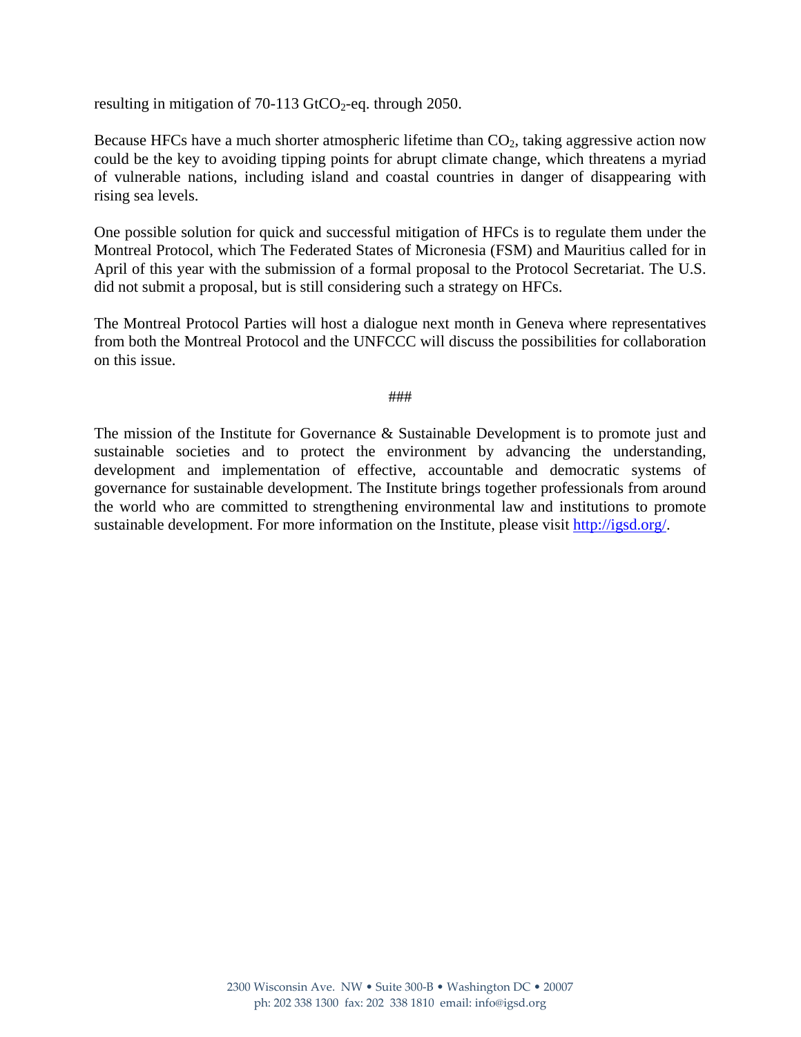resulting in mitigation of 70-113 $GtCO_2$-eq. through 2050.

Because HFCs have a much shorter atmospheric lifetime than $CO_2$, taking aggressive action now could be the key to avoiding tipping points for abrupt climate change, which threatens a myriad of vulnerable nations, including island and coastal countries in danger of disappearing with rising sea levels.

One possible solution for quick and successful mitigation of HFCs is to regulate them under the Montreal Protocol, which The Federated States of Micronesia (FSM) and Mauritius called for in April of this year with the submission of a formal proposal to the Protocol Secretariat. The U.S. did not submit a proposal, but is still considering such a strategy on HFCs.

The Montreal Protocol Parties will host a dialogue next month in Geneva where representatives from both the Montreal Protocol and the UNFCCC will discuss the possibilities for collaboration on this issue.

###

The mission of the Institute for Governance & Sustainable Development is to promote just and sustainable societies and to protect the environment by advancing the understanding, development and implementation of effective, accountable and democratic systems of governance for sustainable development. The Institute brings together professionals from around the world who are committed to strengthening environmental law and institutions to promote sustainable development. For more information on the Institute, please visit http://igsd.org/.

2300 Wisconsin Ave. NW • Suite 300-B • Washington DC • 20007
ph: 202 338 1300 fax: 202 338 1810 email: info@igsd.org